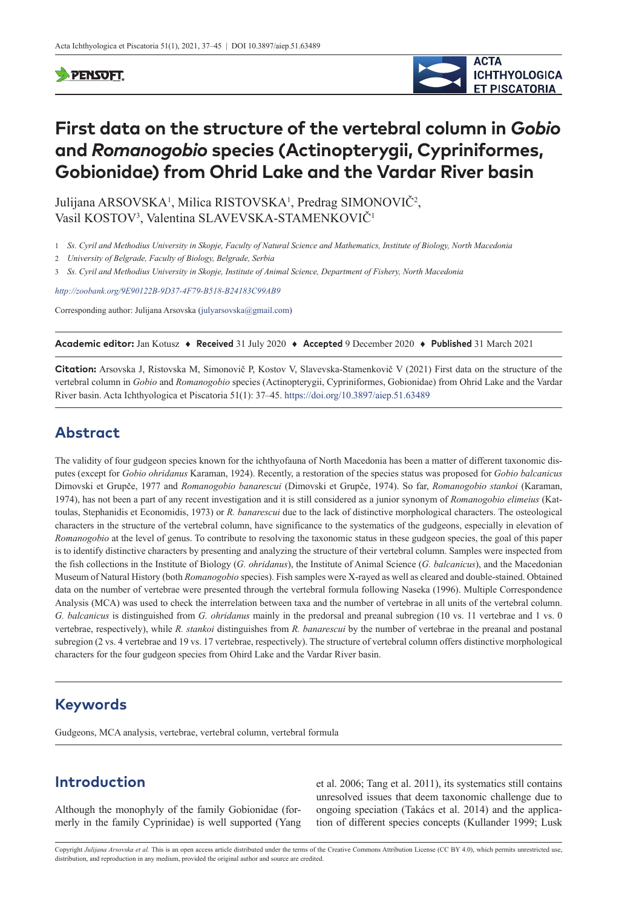# First data on the structure of the vertebral column in *Gobio* and *Romanogobio* species (Actinopterygii, Cypriniformes, Gobionidae) from Ohrid Lake and the Vardar River basin

Julijana ARSOVSKA[1], Milica RISTOVSKA[1], Predrag SIMONOVIČ[2], Vasil KOSTOV[3], Valentina SLAVEVSKA-STAMENKOVIČ[1]

1 *Ss. Cyril and Methodius University in Skopje, Faculty of Natural Science and Mathematics, Institute of Biology, North Macedonia*

2 *University of Belgrade, Faculty of Biology, Belgrade, Serbia*

3 *Ss. Cyril and Methodius University in Skopje, Institute of Animal Science, Department of Fishery, North Macedonia*

*http://zoobank.org/9E90122B-9D37-4F79-B518-B24183C99AB9*

Corresponding author: Julijana Arsovska (julyarsovska@gmail.com)

**Academic editor:** Jan Kotusz ♦ **Received** 31 July 2020 ♦ **Accepted** 9 December 2020 ♦ **Published** 31 March 2021

**Citation:** Arsovska J, Ristovska M, Simonovič P, Kostov V, Slavevska-Stamenkovič V (2021) First data on the structure of the vertebral column in *Gobio* and *Romanogobio* species (Actinopterygii, Cypriniformes, Gobionidae) from Ohrid Lake and the Vardar River basin. Acta Ichthyologica et Piscatoria 51(1): 37–45. https://doi.org/10.3897/aiep.51.63489

## Abstract

The validity of four gudgeon species known for the ichthyofauna of North Macedonia has been a matter of different taxonomic disputes (except for *Gobio ohridanus* Karaman, 1924). Recently, a restoration of the species status was proposed for *Gobio balcanicus* Dimovski et Grupče, 1977 and *Romanogobio banarescui* (Dimovski et Grupče, 1974). So far, *Romanogobio stankoi* (Karaman, 1974), has not been a part of any recent investigation and it is still considered as a junior synonym of *Romanogobio elimeius* (Kattoulas, Stephanidis et Economidis, 1973) or *R. banarescui* due to the lack of distinctive morphological characters. The osteological characters in the structure of the vertebral column, have significance to the systematics of the gudgeons, especially in elevation of *Romanogobio* at the level of genus. To contribute to resolving the taxonomic status in these gudgeon species, the goal of this paper is to identify distinctive characters by presenting and analyzing the structure of their vertebral column. Samples were inspected from the fish collections in the Institute of Biology (*G. ohridanus*), the Institute of Animal Science (*G. balcanicus*), and the Macedonian Museum of Natural History (both *Romanogobio* species). Fish samples were X-rayed as well as cleared and double-stained. Obtained data on the number of vertebrae were presented through the vertebral formula following Naseka (1996). Multiple Correspondence Analysis (MCA) was used to check the interrelation between taxa and the number of vertebrae in all units of the vertebral column. *G. balcanicus* is distinguished from *G. ohridanus* mainly in the predorsal and preanal subregion (10 vs. 11 vertebrae and 1 vs. 0 vertebrae, respectively), while *R. stankoi* distinguishes from *R. banarescui* by the number of vertebrae in the preanal and postanal subregion (2 vs. 4 vertebrae and 19 vs. 17 vertebrae, respectively). The structure of vertebral column offers distinctive morphological characters for the four gudgeon species from Ohird Lake and the Vardar River basin.

## Keywords

Gudgeons, MCA analysis, vertebrae, vertebral column, vertebral formula

## Introduction

Although the monophyly of the family Gobionidae (formerly in the family Cyprinidae) is well supported (Yang et al. 2006; Tang et al. 2011), its systematics still contains unresolved issues that deem taxonomic challenge due to ongoing speciation (Takács et al. 2014) and the application of different species concepts (Kullander 1999; Lusk

Copyright *Julijana Arsovska et al.* This is an open access article distributed under the terms of the Creative Commons Attribution License (CC BY 4.0), which permits unrestricted use, distribution, and reproduction in any medium, provided the original author and source are credited.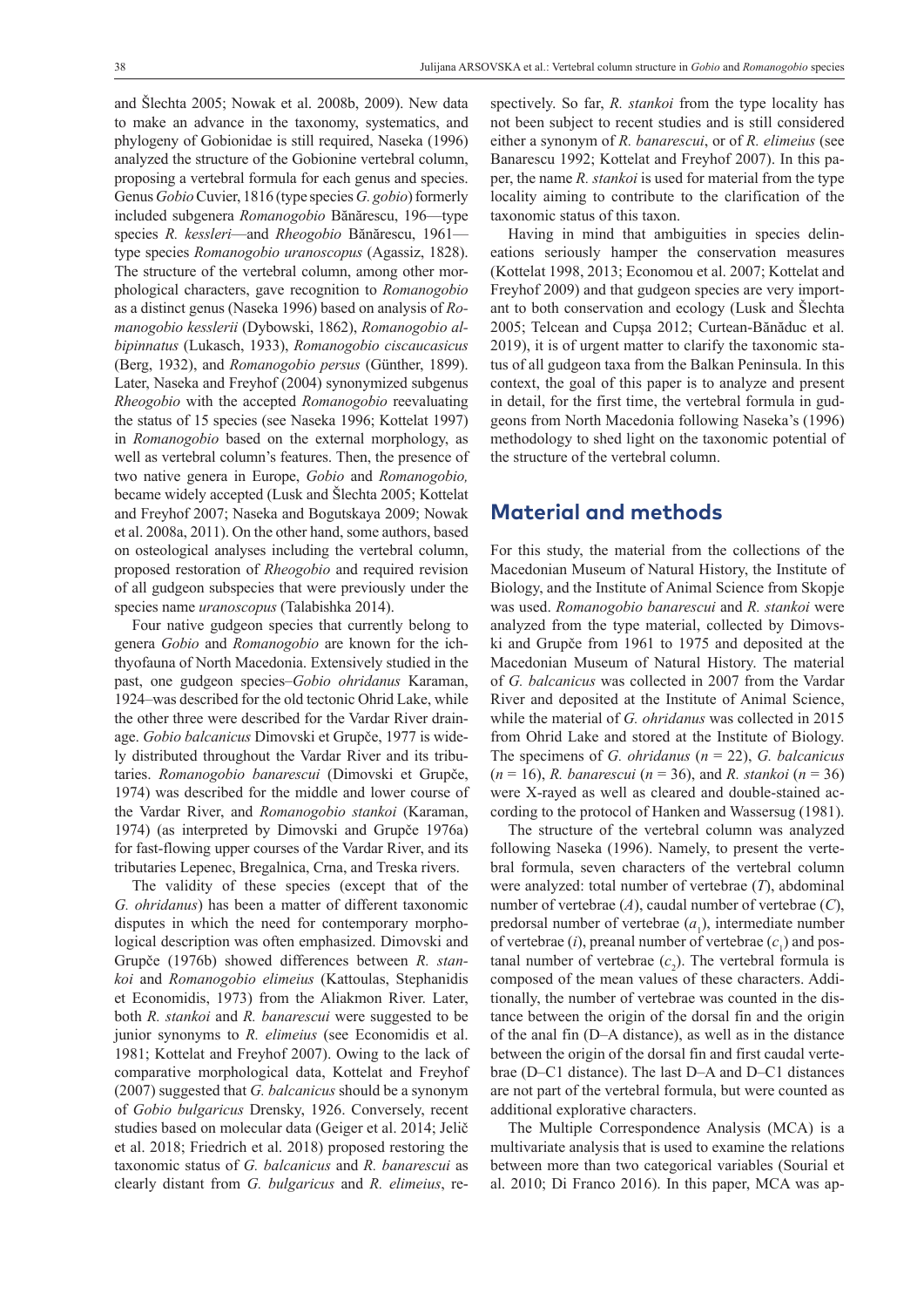and Šlechta 2005; Nowak et al. 2008b, 2009). New data to make an advance in the taxonomy, systematics, and phylogeny of Gobionidae is still required, Naseka (1996) analyzed the structure of the Gobionine vertebral column, proposing a vertebral formula for each genus and species. Genus *Gobio* Cuvier, 1816 (type species *G. gobio*) formerly included subgenera *Romanogobio* Bănărescu, 196—type species *R. kessleri*—and *Rheogobio* Bănărescu, 1961—type species *Romanogobio uranoscopus* (Agassiz, 1828). The structure of the vertebral column, among other morphological characters, gave recognition to *Romanogobio* as a distinct genus (Naseka 1996) based on analysis of *Romanogobio kesslerii* (Dybowski, 1862), *Romanogobio albipinnatus* (Lukasch, 1933), *Romanogobio ciscaucasicus* (Berg, 1932), and *Romanogobio persus* (Günther, 1899). Later, Naseka and Freyhof (2004) synonymized subgenus *Rheogobio* with the accepted *Romanogobio* reevaluating the status of 15 species (see Naseka 1996; Kottelat 1997) in *Romanogobio* based on the external morphology, as well as vertebral column's features. Then, the presence of two native genera in Europe, *Gobio* and *Romanogobio,* became widely accepted (Lusk and Šlechta 2005; Kottelat and Freyhof 2007; Naseka and Bogutskaya 2009; Nowak et al. 2008a, 2011). On the other hand, some authors, based on osteological analyses including the vertebral column, proposed restoration of *Rheogobio* and required revision of all gudgeon subspecies that were previously under the species name *uranoscopus* (Talabishka 2014).

Four native gudgeon species that currently belong to genera *Gobio* and *Romanogobio* are known for the ichthyofauna of North Macedonia. Extensively studied in the past, one gudgeon species–*Gobio ohridanus* Karaman, 1924–was described for the old tectonic Ohrid Lake, while the other three were described for the Vardar River drainage. *Gobio balcanicus* Dimovski et Grupče, 1977 is widely distributed throughout the Vardar River and its tributaries. *Romanogobio banarescui* (Dimovski et Grupče, 1974) was described for the middle and lower course of the Vardar River, and *Romanogobio stankoi* (Karaman, 1974) (as interpreted by Dimovski and Grupče 1976a) for fast-flowing upper courses of the Vardar River, and its tributaries Lepenec, Bregalnica, Crna, and Treska rivers.

The validity of these species (except that of the *G. ohridanus*) has been a matter of different taxonomic disputes in which the need for contemporary morphological description was often emphasized. Dimovski and Grupče (1976b) showed differences between *R. stankoi* and *Romanogobio elimeius* (Kattoulas, Stephanidis et Economidis, 1973) from the Aliakmon River. Later, both *R. stankoi* and *R. banarescui* were suggested to be junior synonyms to *R. elimeius* (see Economidis et al. 1981; Kottelat and Freyhof 2007). Owing to the lack of comparative morphological data, Kottelat and Freyhof (2007) suggested that *G. balcanicus* should be a synonym of *Gobio bulgaricus* Drensky, 1926. Conversely, recent studies based on molecular data (Geiger et al. 2014; Jelič et al. 2018; Friedrich et al. 2018) proposed restoring the taxonomic status of *G. balcanicus* and *R. banarescui* as clearly distant from *G. bulgaricus* and *R. elimeius*, respectively. So far, *R. stankoi* from the type locality has not been subject to recent studies and is still considered either a synonym of *R. banarescui*, or of *R. elimeius* (see Banarescu 1992; Kottelat and Freyhof 2007). In this paper, the name *R. stankoi* is used for material from the type locality aiming to contribute to the clarification of the taxonomic status of this taxon.

Having in mind that ambiguities in species delineations seriously hamper the conservation measures (Kottelat 1998, 2013; Economou et al. 2007; Kottelat and Freyhof 2009) and that gudgeon species are very important to both conservation and ecology (Lusk and Šlechta 2005; Telcean and Cupşa 2012; Curtean-Bănăduc et al. 2019), it is of urgent matter to clarify the taxonomic status of all gudgeon taxa from the Balkan Peninsula. In this context, the goal of this paper is to analyze and present in detail, for the first time, the vertebral formula in gudgeons from North Macedonia following Naseka's (1996) methodology to shed light on the taxonomic potential of the structure of the vertebral column.

## Material and methods

For this study, the material from the collections of the Macedonian Museum of Natural History, the Institute of Biology, and the Institute of Animal Science from Skopje was used. *Romanogobio banarescui* and *R. stankoi* were analyzed from the type material, collected by Dimovski and Grupče from 1961 to 1975 and deposited at the Macedonian Museum of Natural History. The material of *G. balcanicus* was collected in 2007 from the Vardar River and deposited at the Institute of Animal Science, while the material of *G. ohridanus* was collected in 2015 from Ohrid Lake and stored at the Institute of Biology. The specimens of *G. ohridanus* ($n = 22$), *G. balcanicus* ($n = 16$), *R. banarescui* ($n = 36$), and *R. stankoi* ($n = 36$) were X-rayed as well as cleared and double-stained according to the protocol of Hanken and Wassersug (1981).

The structure of the vertebral column was analyzed following Naseka (1996). Namely, to present the vertebral formula, seven characters of the vertebral column were analyzed: total number of vertebrae (*T*), abdominal number of vertebrae (*A*), caudal number of vertebrae (*C*), predorsal number of vertebrae ($a_1$), intermediate number of vertebrae (*i*), preanal number of vertebrae ($c_1$) and postanal number of vertebrae ($c_2$). The vertebral formula is composed of the mean values of these characters. Additionally, the number of vertebrae was counted in the distance between the origin of the dorsal fin and the origin of the anal fin (D–A distance), as well as in the distance between the origin of the dorsal fin and first caudal vertebrae (D–C1 distance). The last D–A and D–C1 distances are not part of the vertebral formula, but were counted as additional explorative characters.

The Multiple Correspondence Analysis (MCA) is a multivariate analysis that is used to examine the relations between more than two categorical variables (Sourial et al. 2010; Di Franco 2016). In this paper, MCA was ap-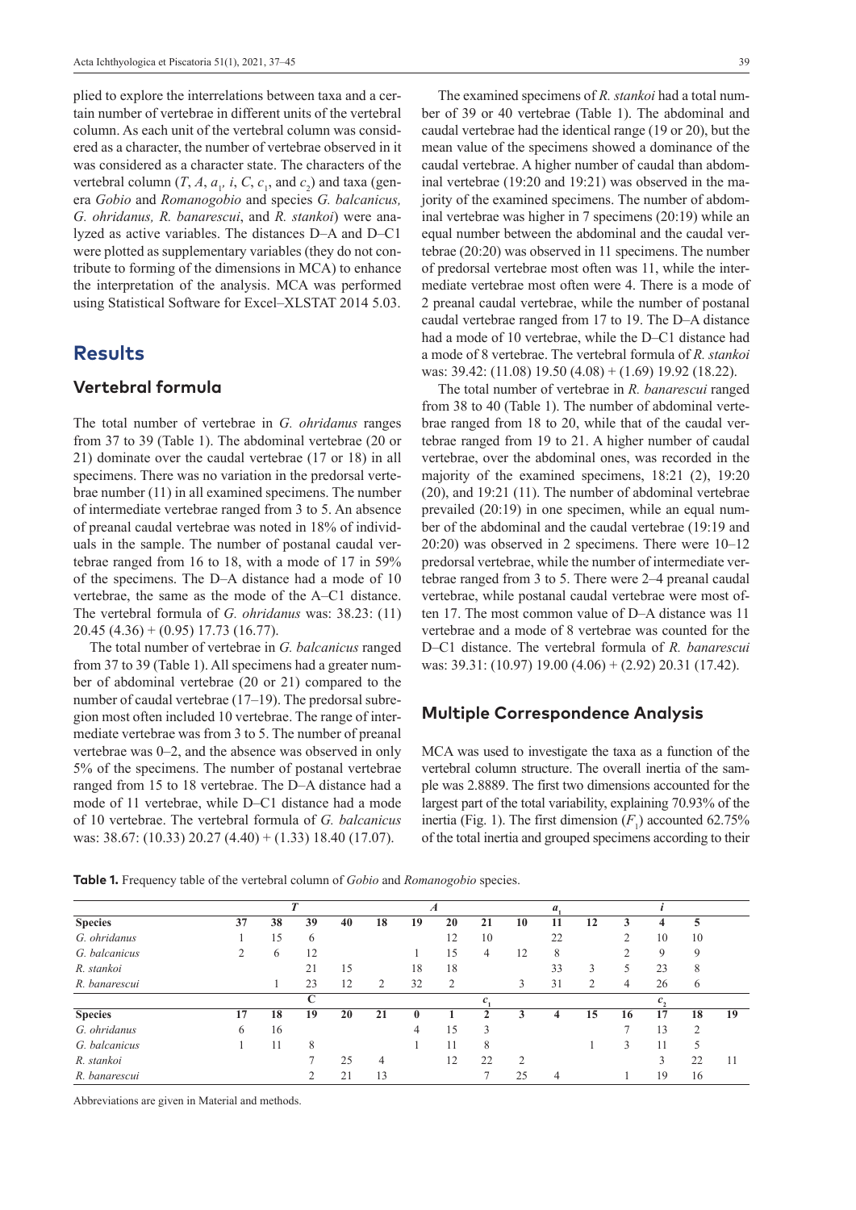plied to explore the interrelations between taxa and a certain number of vertebrae in different units of the vertebral column. As each unit of the vertebral column was considered as a character, the number of vertebrae observed in it was considered as a character state. The characters of the vertebral column ($T$, $A$, $a_1$, $i$, $C$, $c_1$, and $c_2$) and taxa (genera *Gobio* and *Romanogobio* and species *G. balcanicus, G. ohridanus, R. banarescui*, and *R. stankoi*) were analyzed as active variables. The distances D–A and D–C1 were plotted as supplementary variables (they do not contribute to forming of the dimensions in MCA) to enhance the interpretation of the analysis. MCA was performed using Statistical Software for Excel–XLSTAT 2014 5.03.

# Results

## Vertebral formula

The total number of vertebrae in *G. ohridanus* ranges from 37 to 39 (Table 1). The abdominal vertebrae (20 or 21) dominate over the caudal vertebrae (17 or 18) in all specimens. There was no variation in the predorsal vertebrae number (11) in all examined specimens. The number of intermediate vertebrae ranged from 3 to 5. An absence of preanal caudal vertebrae was noted in 18% of individuals in the sample. The number of postanal caudal vertebrae ranged from 16 to 18, with a mode of 17 in 59% of the specimens. The D–A distance had a mode of 10 vertebrae, the same as the mode of the A–C1 distance. The vertebral formula of *G. ohridanus* was: 38.23: (11) 20.45 (4.36) + (0.95) 17.73 (16.77).

The total number of vertebrae in *G. balcanicus* ranged from 37 to 39 (Table 1). All specimens had a greater number of abdominal vertebrae (20 or 21) compared to the number of caudal vertebrae (17–19). The predorsal subregion most often included 10 vertebrae. The range of intermediate vertebrae was from 3 to 5. The number of preanal vertebrae was 0–2, and the absence was observed in only 5% of the specimens. The number of postanal vertebrae ranged from 15 to 18 vertebrae. The D–A distance had a mode of 11 vertebrae, while D–C1 distance had a mode of 10 vertebrae. The vertebral formula of *G. balcanicus* was: 38.67: (10.33) 20.27 (4.40) + (1.33) 18.40 (17.07).

The examined specimens of *R. stankoi* had a total number of 39 or 40 vertebrae (Table 1). The abdominal and caudal vertebrae had the identical range (19 or 20), but the mean value of the specimens showed a dominance of the caudal vertebrae. A higher number of caudal than abdominal vertebrae (19:20 and 19:21) was observed in the majority of the examined specimens. The number of abdominal vertebrae was higher in 7 specimens (20:19) while an equal number between the abdominal and the caudal vertebrae (20:20) was observed in 11 specimens. The number of predorsal vertebrae most often was 11, while the intermediate vertebrae most often were 4. There is a mode of 2 preanal caudal vertebrae, while the number of postanal caudal vertebrae ranged from 17 to 19. The D–A distance had a mode of 10 vertebrae, while the D–C1 distance had a mode of 8 vertebrae. The vertebral formula of *R. stankoi* was: 39.42: (11.08) 19.50 (4.08) + (1.69) 19.92 (18.22).

The total number of vertebrae in *R. banarescui* ranged from 38 to 40 (Table 1). The number of abdominal vertebrae ranged from 18 to 20, while that of the caudal vertebrae ranged from 19 to 21. A higher number of caudal vertebrae, over the abdominal ones, was recorded in the majority of the examined specimens, 18:21 (2), 19:20 (20), and 19:21 (11). The number of abdominal vertebrae prevailed (20:19) in one specimen, while an equal number of the abdominal and the caudal vertebrae (19:19 and 20:20) was observed in 2 specimens. There were 10–12 predorsal vertebrae, while the number of intermediate vertebrae ranged from 3 to 5. There were 2–4 preanal caudal vertebrae, while postanal caudal vertebrae were most often 17. The most common value of D–A distance was 11 vertebrae and a mode of 8 vertebrae was counted for the D–C1 distance. The vertebral formula of *R. banarescui* was: 39.31: (10.97) 19.00 (4.06) + (2.92) 20.31 (17.42).

## Multiple Correspondence Analysis

MCA was used to investigate the taxa as a function of the vertebral column structure. The overall inertia of the sample was 2.8889. The first two dimensions accounted for the largest part of the total variability, explaining 70.93% of the inertia (Fig. 1). The first dimension ($F_1$) accounted 62.75% of the total inertia and grouped specimens according to their

**Table 1.** Frequency table of the vertebral column of *Gobio* and *Romanogobio* species.

| | $T$ | | | | $A$ | | | | $a_1$ | | | $i$ | | | |
|---|---|---|---|---|---|---|---|---|---|---|---|---|---|---|---|
| **Species** | **37** | **38** | **39** | **40** | **18** | **19** | **20** | **21** | **10** | **11** | **12** | **3** | **4** | **5** | |
| *G. ohridanus* | 1 | 15 | 6 | | | | 12 | 10 | | 22 | | 2 | 10 | 10 | |
| *G. balcanicus* | 2 | 6 | 12 | | | 1 | 15 | 4 | 12 | 8 | | 2 | 9 | 9 | |
| *R. stankoi* | | | 21 | 15 | | 18 | 18 | | | 33 | 3 | 5 | 23 | 8 | |
| *R. banarescui* | | 1 | 23 | 12 | 2 | 32 | 2 | | 3 | 31 | 2 | 4 | 26 | 6 | |
| | $C$ | | | | | $c_1$ | | | | | $c_2$ | | | | |
| **Species** | **17** | **18** | **19** | **20** | **21** | **0** | **1** | **2** | **3** | **4** | **15** | **16** | **17** | **18** | **19** |
| *G. ohridanus* | 6 | 16 | | | | 4 | 15 | 3 | | | | 7 | 13 | 2 | |
| *G. balcanicus* | 1 | 11 | 8 | | | 1 | 11 | 8 | | | 1 | 3 | 11 | 5 | |
| *R. stankoi* | | | 7 | 25 | 4 | | 12 | 22 | 2 | | | | 3 | 22 | 11 |
| *R. banarescui* | | | 2 | 21 | 13 | | | 7 | 25 | 4 | | 1 | 19 | 16 | |

Abbreviations are given in Material and methods.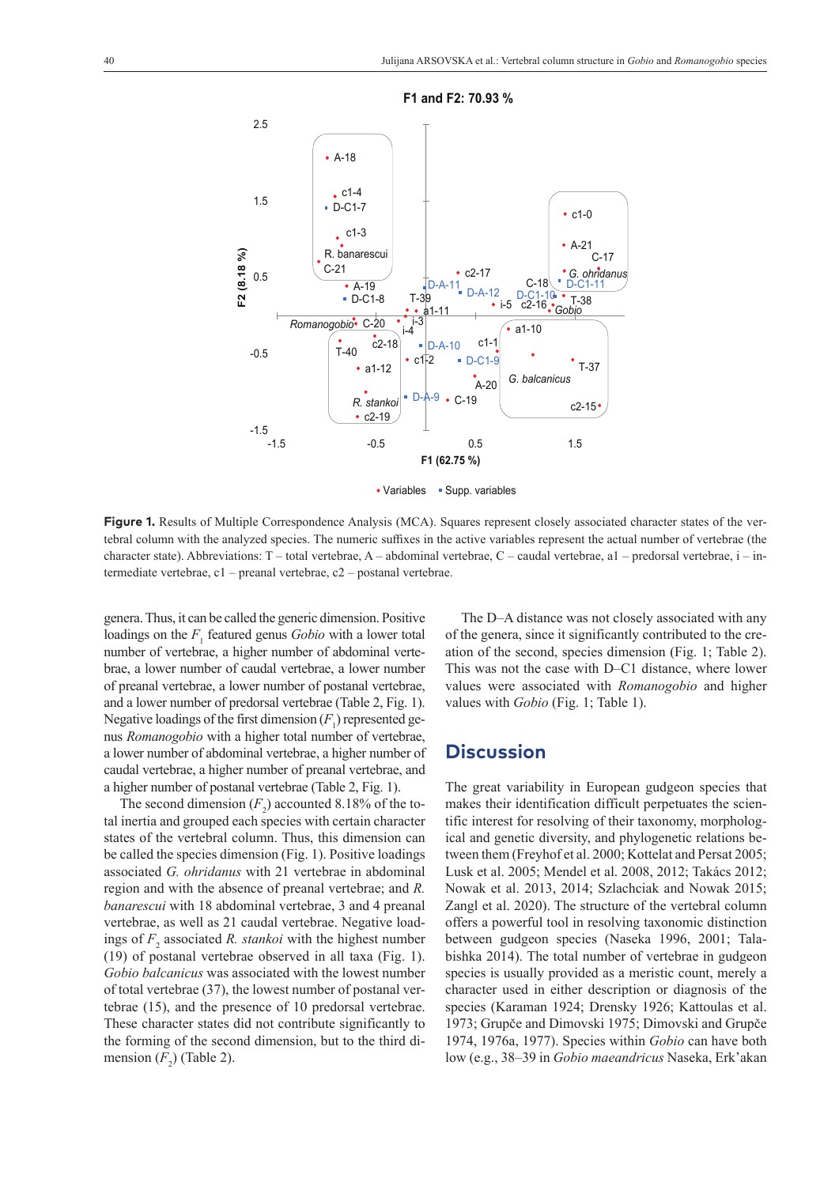**Figure 1.** Results of Multiple Correspondence Analysis (MCA). Squares represent closely associated character states of the vertebral column with the analyzed species. The numeric suffixes in the active variables represent the actual number of vertebrae (the character state). Abbreviations: T – total vertebrae, A – abdominal vertebrae, C – caudal vertebrae, a1 – predorsal vertebrae, i – intermediate vertebrae, c1 – preanal vertebrae, c2 – postanal vertebrae.

genera. Thus, it can be called the generic dimension. Positive loadings on the $F_1$ featured genus *Gobio* with a lower total number of vertebrae, a higher number of abdominal vertebrae, a lower number of caudal vertebrae, a lower number of preanal vertebrae, a lower number of postanal vertebrae, and a lower number of predorsal vertebrae (Table 2, Fig. 1). Negative loadings of the first dimension ($F_1$) represented genus *Romanogobio* with a higher total number of vertebrae, a lower number of abdominal vertebrae, a higher number of caudal vertebrae, a higher number of preanal vertebrae, and a higher number of postanal vertebrae (Table 2, Fig. 1).

The second dimension ($F_2$) accounted 8.18% of the total inertia and grouped each species with certain character states of the vertebral column. Thus, this dimension can be called the species dimension (Fig. 1). Positive loadings associated *G. ohridanus* with 21 vertebrae in abdominal region and with the absence of preanal vertebrae; and *R. banarescui* with 18 abdominal vertebrae, 3 and 4 preanal vertebrae, as well as 21 caudal vertebrae. Negative loadings of $F_2$ associated *R. stankoi* with the highest number (19) of postanal vertebrae observed in all taxa (Fig. 1). *Gobio balcanicus* was associated with the lowest number of total vertebrae (37), the lowest number of postanal vertebrae (15), and the presence of 10 predorsal vertebrae. These character states did not contribute significantly to the forming of the second dimension, but to the third dimension ($F_3$) (Table 2).

The D–A distance was not closely associated with any of the genera, since it significantly contributed to the creation of the second, species dimension (Fig. 1; Table 2). This was not the case with D–C1 distance, where lower values were associated with *Romanogobio* and higher values with *Gobio* (Fig. 1; Table 1).

## Discussion

The great variability in European gudgeon species that makes their identification difficult perpetuates the scientific interest for resolving of their taxonomy, morphological and genetic diversity, and phylogenetic relations between them (Freyhof et al. 2000; Kottelat and Persat 2005; Lusk et al. 2005; Mendel et al. 2008, 2012; Takács 2012; Nowak et al. 2013, 2014; Szlachciak and Nowak 2015; Zangl et al. 2020). The structure of the vertebral column offers a powerful tool in resolving taxonomic distinction between gudgeon species (Naseka 1996, 2001; Talabishka 2014). The total number of vertebrae in gudgeon species is usually provided as a meristic count, merely a character used in either description or diagnosis of the species (Karaman 1924; Drensky 1926; Kattoulas et al. 1973; Grupče and Dimovski 1975; Dimovski and Grupče 1974, 1976a, 1977). Species within *Gobio* can have both low (e.g., 38–39 in *Gobio maeandricus* Naseka, Erk'akan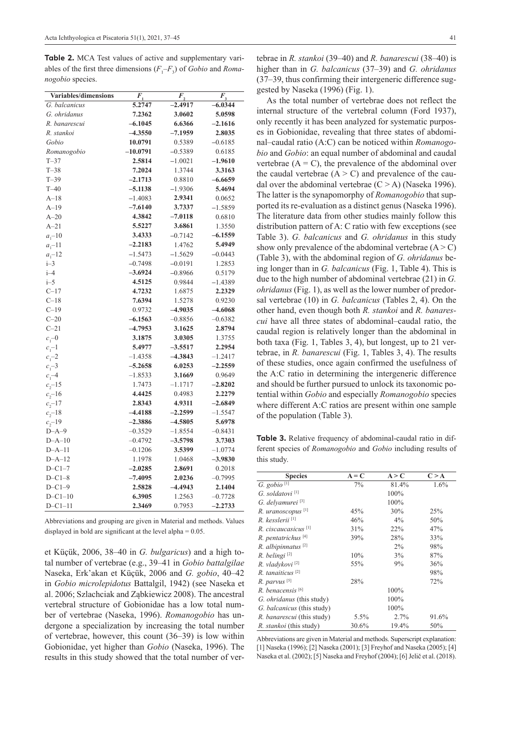**Table 2.** MCA Test values of active and supplementary variables of the first three dimensions ($F_1$–$F_3$) of *Gobio* and *Romanogobio* species.

| Variables/dimensions | $F_1$ | $F_2$ | $F_3$ |
|---|---|---|---|
| *G. balcanicus* | **5.2747** | **–2.4917** | **–6.0344** |
| *G. ohridanus* | **7.2362** | **3.0602** | **5.0598** |
| *R. banarescui* | **–6.1045** | **6.6366** | **–2.1616** |
| *R. stankoi* | **–4.3550** | **–7.1959** | **2.8035** |
| *Gobio* | **10.0791** | 0.5389 | –0.6185 |
| *Romanogobio* | **–10.0791** | –0.5389 | 0.6185 |
| T–37 | **2.5814** | –1.0021 | **–1.9610** |
| T–38 | **7.2024** | 1.3744 | **3.3163** |
| T–39 | **–2.1713** | 0.8810 | **–6.6659** |
| T–40 | **–5.1138** | –1.9306 | **5.4694** |
| A–18 | –1.4083 | **2.9341** | 0.0652 |
| A–19 | **–7.6140** | **3.7337** | –1.5859 |
| A–20 | **4.3842** | **–7.0118** | 0.6810 |
| A–21 | **5.5227** | **3.6861** | 1.3550 |
| $a_1$–10 | **3.4333** | –0.7142 | **–6.1559** |
| $a_1$–11 | **–2.2183** | 1.4762 | **5.4949** |
| $a_1$–12 | –1.5473 | –1.5629 | –0.0443 |
| i–3 | –0.7498 | –0.0191 | 1.2853 |
| i–4 | **–3.6924** | –0.8966 | 0.5179 |
| i–5 | **4.5125** | 0.9844 | –1.4389 |
| C–17 | **4.7232** | 1.6875 | **2.2329** |
| C–18 | **7.6394** | 1.5278 | 0.9230 |
| C–19 | 0.9732 | **–4.9035** | **–4.6068** |
| C–20 | **–6.1563** | –0.8856 | –0.6382 |
| C–21 | **–4.7953** | **3.1625** | **2.8794** |
| $c_1$–0 | **3.1875** | **3.0305** | 1.3755 |
| $c_1$–1 | **5.4977** | **–3.5517** | **2.2954** |
| $c_1$–2 | –1.4358 | **–4.3843** | –1.2417 |
| $c_1$–3 | **–5.2658** | **6.0253** | **–2.2559** |
| $c_1$–4 | –1.8533 | **3.1669** | 0.9649 |
| $c_2$–15 | 1.7473 | –1.1717 | **–2.8202** |
| $c_2$–16 | **4.4425** | 0.4983 | **2.2279** |
| $c_2$–17 | **2.8343** | **4.9311** | **–2.6849** |
| $c_2$–18 | **–4.4188** | **–2.2599** | –1.5547 |
| $c_2$–19 | **–2.3886** | **–4.5805** | **5.6978** |
| D–A–9 | –0.3529 | –1.8554 | –0.8431 |
| D–A–10 | –0.4792 | **–3.5798** | **3.7303** |
| D–A–11 | –0.1206 | **3.5399** | –1.0774 |
| D–A–12 | 1.1978 | 1.0468 | **–3.9830** |
| D–C1–7 | **–2.0285** | **2.8691** | 0.2018 |
| D–C1–8 | **–7.4095** | **2.0236** | –0.7995 |
| D–C1–9 | **2.5828** | **–4.4943** | **2.1404** |
| D–C1–10 | **6.3905** | 1.2563 | –0.7728 |
| D–C1–11 | **2.3469** | 0.7953 | **–2.2733** |

Abbreviations and grouping are given in Material and methods. Values displayed in bold are significant at the level alpha = 0.05.

et Küçük, 2006, 38–40 in *G. bulgaricus*) and a high total number of vertebrae (e.g., 39–41 in *Gobio battalgilae* Naseka, Erk'akan et Küçük, 2006 and *G. gobio*, 40–42 in *Gobio microlepidotus* Battalgil, 1942) (see Naseka et al. 2006; Szlachciak and Ząbkiewicz 2008). The ancestral vertebral structure of Gobionidae has a low total number of vertebrae (Naseka, 1996). *Romanogobio* has undergone a specialization by increasing the total number of vertebrae, however, this count (36–39) is low within Gobionidae, yet higher than *Gobio* (Naseka, 1996). The results in this study showed that the total number of vertebrae in *R. stankoi* (39–40) and *R. banarescui* (38–40) is higher than in *G. balcanicus* (37–39) and *G. ohridanus* (37–39, thus confirming their intergeneric difference suggested by Naseka (1996) (Fig. 1).

As the total number of vertebrae does not reflect the internal structure of the vertebral column (Ford 1937), only recently it has been analyzed for systematic purposes in Gobionidae, revealing that three states of abdominal–caudal ratio (A:C) can be noticed within *Romanogobio* and *Gobio*: an equal number of abdominal and caudal vertebrae (A = C), the prevalence of the abdominal over the caudal vertebrae (A > C) and prevalence of the caudal over the abdominal vertebrae (C > A) (Naseka 1996). The latter is the synapomorphy of *Romanogobio* that supported its re-evaluation as a distinct genus (Naseka 1996). The literature data from other studies mainly follow this distribution pattern of A: C ratio with few exceptions (see Table 3). *G. balcanicus* and *G. ohridanus* in this study show only prevalence of the abdominal vertebrae (A > C) (Table 3), with the abdominal region of *G. ohridanus* being longer than in *G. balcanicus* (Fig. 1, Table 4). This is due to the high number of abdominal vertebrae (21) in *G. ohridanus* (Fig. 1), as well as the lower number of predorsal vertebrae (10) in *G. balcanicus* (Tables 2, 4). On the other hand, even though both *R. stankoi* and *R. banarescui* have all three states of abdominal–caudal ratio, the caudal region is relatively longer than the abdominal in both taxa (Fig. 1, Tables 3, 4), but longest, up to 21 vertebrae, in *R. banarescui* (Fig. 1, Tables 3, 4). The results of these studies, once again confirmed the usefulness of the A:C ratio in determining the intergeneric difference and should be further pursued to unlock its taxonomic potential within *Gobio* and especially *Romanogobio* species where different A:C ratios are present within one sample of the population (Table 3).

**Table 3.** Relative frequency of abdominal-caudal ratio in different species of *Romanogobio* and *Gobio* including results of this study.

| Species | A = C | A > C | C > A |
|---|---|---|---|
| *G. gobio* [1] | 7% | 81.4% | 1.6% |
| *G. soldatovi* [1] | | 100% | |
| *G. delyamurei* [3] | | 100% | |
| *R. uranoscopus* [1] | 45% | 30% | 25% |
| *R. kesslerii* [1] | 46% | 4% | 50% |
| *R. ciscaucasicus* [1] | 31% | 22% | 47% |
| *R. pentatrichus* [4] | 39% | 28% | 33% |
| *R. albipinnatus* [2] | | 2% | 98% |
| *R. belingi* [2] | 10% | 3% | 87% |
| *R. vladykovi* [2] | 55% | 9% | 36% |
| *R. tanaiticus* [2] | | | 98% |
| *R. parvus* [5] | 28% | | 72% |
| *R. benacensis* [6] | | 100% | |
| *G. ohridanus* (this study) | | 100% | |
| *G. balcanicus* (this study) | | 100% | |
| *R. banarescui* (this study) | 5.5% | 2.7% | 91.6% |
| *R. stankoi* (this study) | 30.6% | 19.4% | 50% |

Abbreviations are given in Material and methods. Superscript explanation: [1] Naseka (1996); [2] Naseka (2001); [3] Freyhof and Naseka (2005); [4] Naseka et al. (2002); [5] Naseka and Freyhof (2004); [6] Jelič et al. (2018).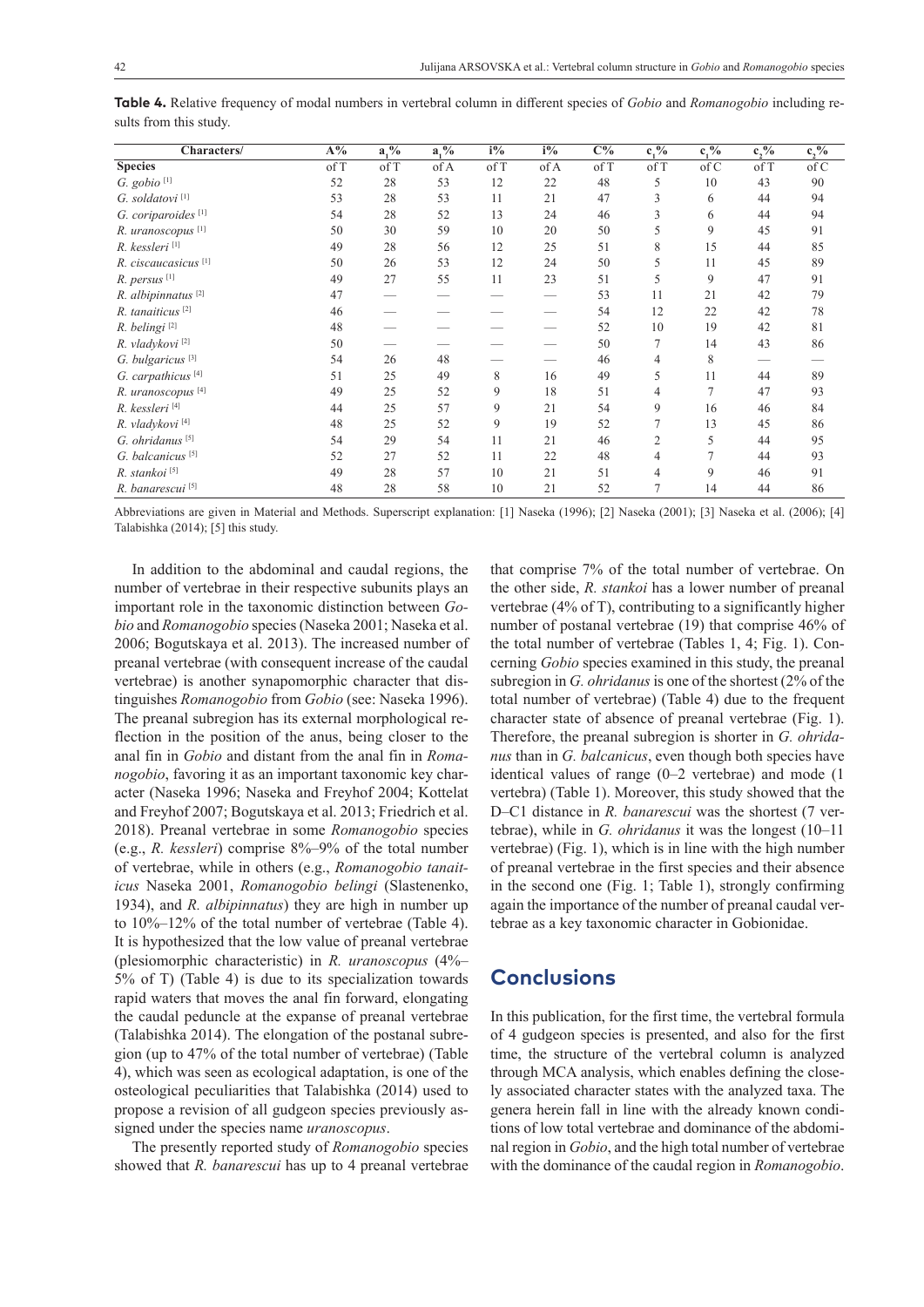**Table 4.** Relative frequency of modal numbers in vertebral column in different species of *Gobio* and *Romanogobio* including results from this study.

| Characters/ | A% | $a_1$% | $a_1$% | i% | i% | C% | $c_1$% | $c_1$% | $c_2$% | $c_2$% |
|---|---|---|---|---|---|---|---|---|---|---|
| **Species** | of T | of T | of A | of T | of A | of T | of T | of C | of T | of C |
| *G. gobio* [1] | 52 | 28 | 53 | 12 | 22 | 48 | 5 | 10 | 43 | 90 |
| *G. soldatovi* [1] | 53 | 28 | 53 | 11 | 21 | 47 | 3 | 6 | 44 | 94 |
| *G. coriparoides* [1] | 54 | 28 | 52 | 13 | 24 | 46 | 3 | 6 | 44 | 94 |
| *R. uranoscopus* [1] | 50 | 30 | 59 | 10 | 20 | 50 | 5 | 9 | 45 | 91 |
| *R. kessleri* [1] | 49 | 28 | 56 | 12 | 25 | 51 | 8 | 15 | 44 | 85 |
| *R. ciscaucasicus* [1] | 50 | 26 | 53 | 12 | 24 | 50 | 5 | 11 | 45 | 89 |
| *R. persus* [1] | 49 | 27 | 55 | 11 | 23 | 51 | 5 | 9 | 47 | 91 |
| *R. albipinnatus* [2] | 47 | — | — | — | — | 53 | 11 | 21 | 42 | 79 |
| *R. tanaiticus* [2] | 46 | — | — | — | — | 54 | 12 | 22 | 42 | 78 |
| *R. belingi* [2] | 48 | — | — | — | — | 52 | 10 | 19 | 42 | 81 |
| *R. vladykovi* [2] | 50 | — | — | — | — | 50 | 7 | 14 | 43 | 86 |
| *G. bulgaricus* [3] | 54 | 26 | 48 | — | — | 46 | 4 | 8 | — | — |
| *G. carpathicus* [4] | 51 | 25 | 49 | 8 | 16 | 49 | 5 | 11 | 44 | 89 |
| *R. uranoscopus* [4] | 49 | 25 | 52 | 9 | 18 | 51 | 4 | 7 | 47 | 93 |
| *R. kessleri* [4] | 44 | 25 | 57 | 9 | 21 | 54 | 9 | 16 | 46 | 84 |
| *R. vladykovi* [4] | 48 | 25 | 52 | 9 | 19 | 52 | 7 | 13 | 45 | 86 |
| *G. ohridanus* [5] | 54 | 29 | 54 | 11 | 21 | 46 | 2 | 5 | 44 | 95 |
| *G. balcanicus* [5] | 52 | 27 | 52 | 11 | 22 | 48 | 4 | 7 | 44 | 93 |
| *R. stankoi* [5] | 49 | 28 | 57 | 10 | 21 | 51 | 4 | 9 | 46 | 91 |
| *R. banarescui* [5] | 48 | 28 | 58 | 10 | 21 | 52 | 7 | 14 | 44 | 86 |

Abbreviations are given in Material and Methods. Superscript explanation: [1] Naseka (1996); [2] Naseka (2001); [3] Naseka et al. (2006); [4] Talabishka (2014); [5] this study.

In addition to the abdominal and caudal regions, the number of vertebrae in their respective subunits plays an important role in the taxonomic distinction between *Gobio* and *Romanogobio* species (Naseka 2001; Naseka et al. 2006; Bogutskaya et al. 2013). The increased number of preanal vertebrae (with consequent increase of the caudal vertebrae) is another synapomorphic character that distinguishes *Romanogobio* from *Gobio* (see: Naseka 1996). The preanal subregion has its external morphological reflection in the position of the anus, being closer to the anal fin in *Gobio* and distant from the anal fin in *Romanogobio*, favoring it as an important taxonomic key character (Naseka 1996; Naseka and Freyhof 2004; Kottelat and Freyhof 2007; Bogutskaya et al. 2013; Friedrich et al. 2018). Preanal vertebrae in some *Romanogobio* species (e.g., *R. kessleri*) comprise 8%–9% of the total number of vertebrae, while in others (e.g., *Romanogobio tanaiticus* Naseka 2001, *Romanogobio belingi* (Slastenenko, 1934), and *R. albipinnatus*) they are high in number up to 10%–12% of the total number of vertebrae (Table 4). It is hypothesized that the low value of preanal vertebrae (plesiomorphic characteristic) in *R. uranoscopus* (4%–5% of T) (Table 4) is due to its specialization towards rapid waters that moves the anal fin forward, elongating the caudal peduncle at the expanse of preanal vertebrae (Talabishka 2014). The elongation of the postanal subregion (up to 47% of the total number of vertebrae) (Table 4), which was seen as ecological adaptation, is one of the osteological peculiarities that Talabishka (2014) used to propose a revision of all gudgeon species previously assigned under the species name *uranoscopus*.

The presently reported study of *Romanogobio* species showed that *R. banarescui* has up to 4 preanal vertebrae that comprise 7% of the total number of vertebrae. On the other side, *R. stankoi* has a lower number of preanal vertebrae (4% of T), contributing to a significantly higher number of postanal vertebrae (19) that comprise 46% of the total number of vertebrae (Tables 1, 4; Fig. 1). Concerning *Gobio* species examined in this study, the preanal subregion in *G. ohridanus* is one of the shortest (2% of the total number of vertebrae) (Table 4) due to the frequent character state of absence of preanal vertebrae (Fig. 1). Therefore, the preanal subregion is shorter in *G. ohridanus* than in *G. balcanicus*, even though both species have identical values of range (0–2 vertebrae) and mode (1 vertebra) (Table 1). Moreover, this study showed that the D–C1 distance in *R. banarescui* was the shortest (7 vertebrae), while in *G. ohridanus* it was the longest (10–11 vertebrae) (Fig. 1), which is in line with the high number of preanal vertebrae in the first species and their absence in the second one (Fig. 1; Table 1), strongly confirming again the importance of the number of preanal caudal vertebrae as a key taxonomic character in Gobionidae.

## Conclusions

In this publication, for the first time, the vertebral formula of 4 gudgeon species is presented, and also for the first time, the structure of the vertebral column is analyzed through MCA analysis, which enables defining the closely associated character states with the analyzed taxa. The genera herein fall in line with the already known conditions of low total vertebrae and dominance of the abdominal region in *Gobio*, and the high total number of vertebrae with the dominance of the caudal region in *Romanogobio*.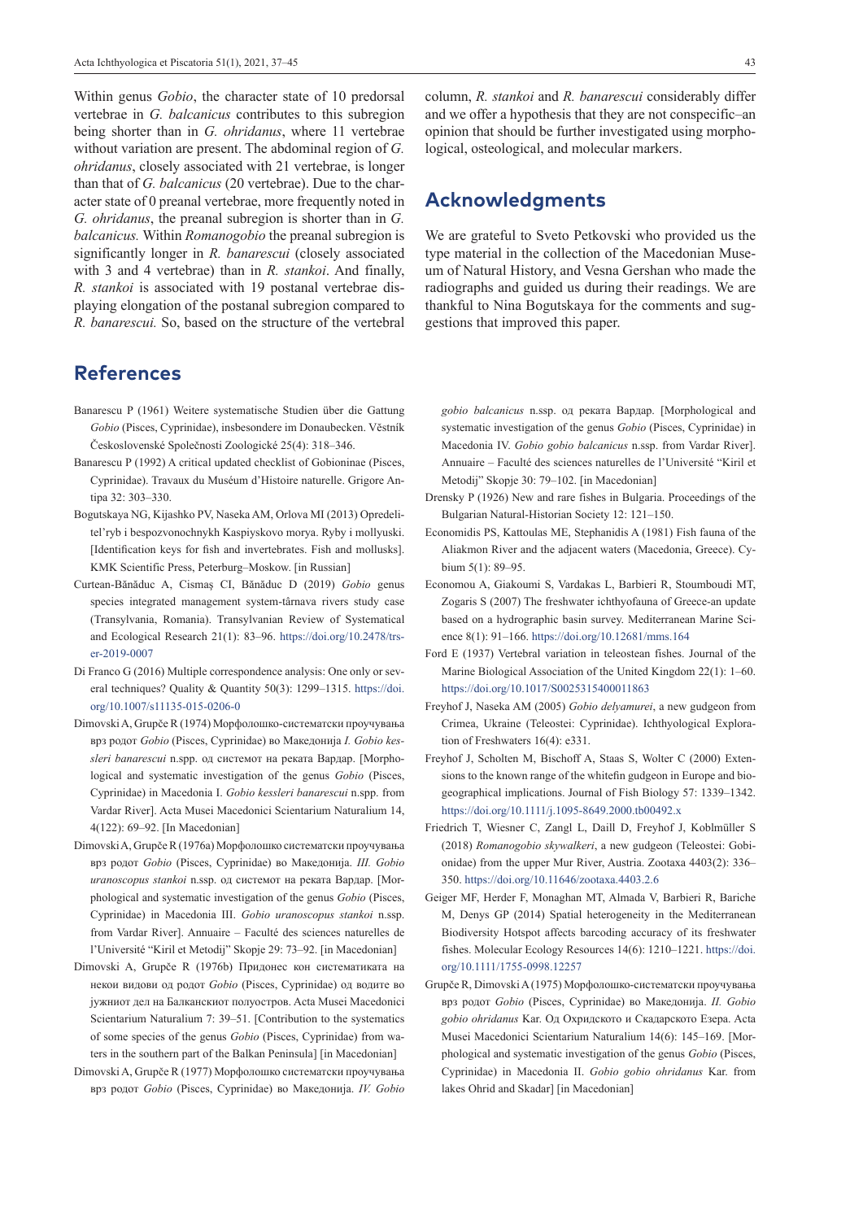Within genus *Gobio*, the character state of 10 predorsal vertebrae in *G. balcanicus* contributes to this subregion being shorter than in *G. ohridanus*, where 11 vertebrae without variation are present. The abdominal region of *G. ohridanus*, closely associated with 21 vertebrae, is longer than that of *G. balcanicus* (20 vertebrae). Due to the character state of 0 preanal vertebrae, more frequently noted in *G. ohridanus*, the preanal subregion is shorter than in *G. balcanicus.* Within *Romanogobio* the preanal subregion is significantly longer in *R. banarescui* (closely associated with 3 and 4 vertebrae) than in *R. stankoi*. And finally, *R. stankoi* is associated with 19 postanal vertebrae displaying elongation of the postanal subregion compared to *R. banarescui.* So, based on the structure of the vertebral column, *R. stankoi* and *R. banarescui* considerably differ and we offer a hypothesis that they are not conspecific–an opinion that should be further investigated using morphological, osteological, and molecular markers.

## Acknowledgments

We are grateful to Sveto Petkovski who provided us the type material in the collection of the Macedonian Museum of Natural History, and Vesna Gershan who made the radiographs and guided us during their readings. We are thankful to Nina Bogutskaya for the comments and suggestions that improved this paper.

## References

Banarescu P (1961) Weitere systematische Studien über die Gattung *Gobio* (Pisces, Cyprinidae), insbesondere im Donaubecken. Věstník Československé Společnosti Zoologické 25(4): 318–346.

Banarescu P (1992) A critical updated checklist of Gobioninae (Pisces, Cyprinidae). Travaux du Muséum d'Histoire naturelle. Grigore Antipa 32: 303–330.

Bogutskaya NG, Kijashko PV, Naseka AM, Orlova MI (2013) Opredelitel'ryb i bespozvonochnykh Kaspiyskovo morya. Ryby i mollyuski. [Identification keys for fish and invertebrates. Fish and mollusks]. KMK Scientific Press, Peterburg–Moskow. [in Russian]

Curtean-Bănăduc A, Cismaş CI, Bănăduc D (2019) *Gobio* genus species integrated management system-târnava rivers study case (Transylvania, Romania). Transylvanian Review of Systematical and Ecological Research 21(1): 83–96. https://doi.org/10.2478/trser-2019-0007

Di Franco G (2016) Multiple correspondence analysis: One only or several techniques? Quality & Quantity 50(3): 1299–1315. https://doi.org/10.1007/s11135-015-0206-0

Dimovski A, Grupče R (1974) Морфолошко-систематски проучувања врз родот *Gobio* (Pisces, Cyprinidae) во Македонија *I. Gobio kessleri banarescui* n.spp. од системот на реката Вардар. [Morphological and systematic investigation of the genus *Gobio* (Pisces, Cyprinidae) in Macedonia I. *Gobio kessleri banarescui* n.spp. from Vardar River]. Acta Musei Macedonici Scientarium Naturalium 14, 4(122): 69–92. [In Macedonian]

Dimovski A, Grupče R (1976a) Морфолошко систематски проучувања врз родот *Gobio* (Pisces, Cyprinidae) во Македонија. *III. Gobio uranoscopus stankoi* n.ssp. од системот на реката Вардар. [Morphological and systematic investigation of the genus *Gobio* (Pisces, Cyprinidae) in Macedonia III. *Gobio uranoscopus stankoi* n.ssp. from Vardar River]. Annuaire – Faculté des sciences naturelles de l'Université "Kiril et Metodij" Skopje 29: 73–92. [in Macedonian]

Dimovski A, Grupče R (1976b) Придонес кон систематиката на некои видови од родот *Gobio* (Pisces, Cyprinidae) од водите во јужниот дел на Балканскиот полуостров. Acta Musei Macedonici Scientarium Naturalium 7: 39–51. [Contribution to the systematics of some species of the genus *Gobio* (Pisces, Cyprinidae) from waters in the southern part of the Balkan Peninsula] [in Macedonian]

Dimovski A, Grupče R (1977) Морфолошко систематски проучувања врз родот *Gobio* (Pisces, Cyprinidae) во Македонија. *IV. Gobio gobio balcanicus* n.ssp. од реката Вардар. [Morphological and systematic investigation of the genus *Gobio* (Pisces, Cyprinidae) in Macedonia IV. *Gobio gobio balcanicus* n.ssp. from Vardar River]. Annuaire – Faculté des sciences naturelles de l'Université "Kiril et Metodij" Skopje 30: 79–102. [in Macedonian]

Drensky P (1926) New and rare fishes in Bulgaria. Proceedings of the Bulgarian Natural-Historian Society 12: 121–150.

Economidis PS, Kattoulas ME, Stephanidis A (1981) Fish fauna of the Aliakmon River and the adjacent waters (Macedonia, Greece). Cybium 5(1): 89–95.

Economou A, Giakoumi S, Vardakas L, Barbieri R, Stoumboudi MT, Zogaris S (2007) The freshwater ichthyofauna of Greece-an update based on a hydrographic basin survey. Mediterranean Marine Science 8(1): 91–166. https://doi.org/10.12681/mms.164

Ford E (1937) Vertebral variation in teleostean fishes. Journal of the Marine Biological Association of the United Kingdom 22(1): 1–60. https://doi.org/10.1017/S0025315400011863

Freyhof J, Naseka AM (2005) *Gobio delyamurei*, a new gudgeon from Crimea, Ukraine (Teleostei: Cyprinidae). Ichthyological Exploration of Freshwaters 16(4): e331.

Freyhof J, Scholten M, Bischoff A, Staas S, Wolter C (2000) Extensions to the known range of the whitefin gudgeon in Europe and biogeographical implications. Journal of Fish Biology 57: 1339–1342. https://doi.org/10.1111/j.1095-8649.2000.tb00492.x

Friedrich T, Wiesner C, Zangl L, Daill D, Freyhof J, Koblmüller S (2018) *Romanogobio skywalkeri*, a new gudgeon (Teleostei: Gobionidae) from the upper Mur River, Austria. Zootaxa 4403(2): 336–350. https://doi.org/10.11646/zootaxa.4403.2.6

Geiger MF, Herder F, Monaghan MT, Almada V, Barbieri R, Bariche M, Denys GP (2014) Spatial heterogeneity in the Mediterranean Biodiversity Hotspot affects barcoding accuracy of its freshwater fishes. Molecular Ecology Resources 14(6): 1210–1221. https://doi.org/10.1111/1755-0998.12257

Grupče R, Dimovski A (1975) Морфолошко-систематски проучувања врз родот *Gobio* (Pisces, Cyprinidae) во Македонија. *II. Gobio gobio ohridanus* Kar. Од Охридското и Скадарското Езера. Acta Musei Macedonici Scientarium Naturalium 14(6): 145–169. [Morphological and systematic investigation of the genus *Gobio* (Pisces, Cyprinidae) in Macedonia II. *Gobio gobio ohridanus* Kar. from lakes Ohrid and Skadar] [in Macedonian]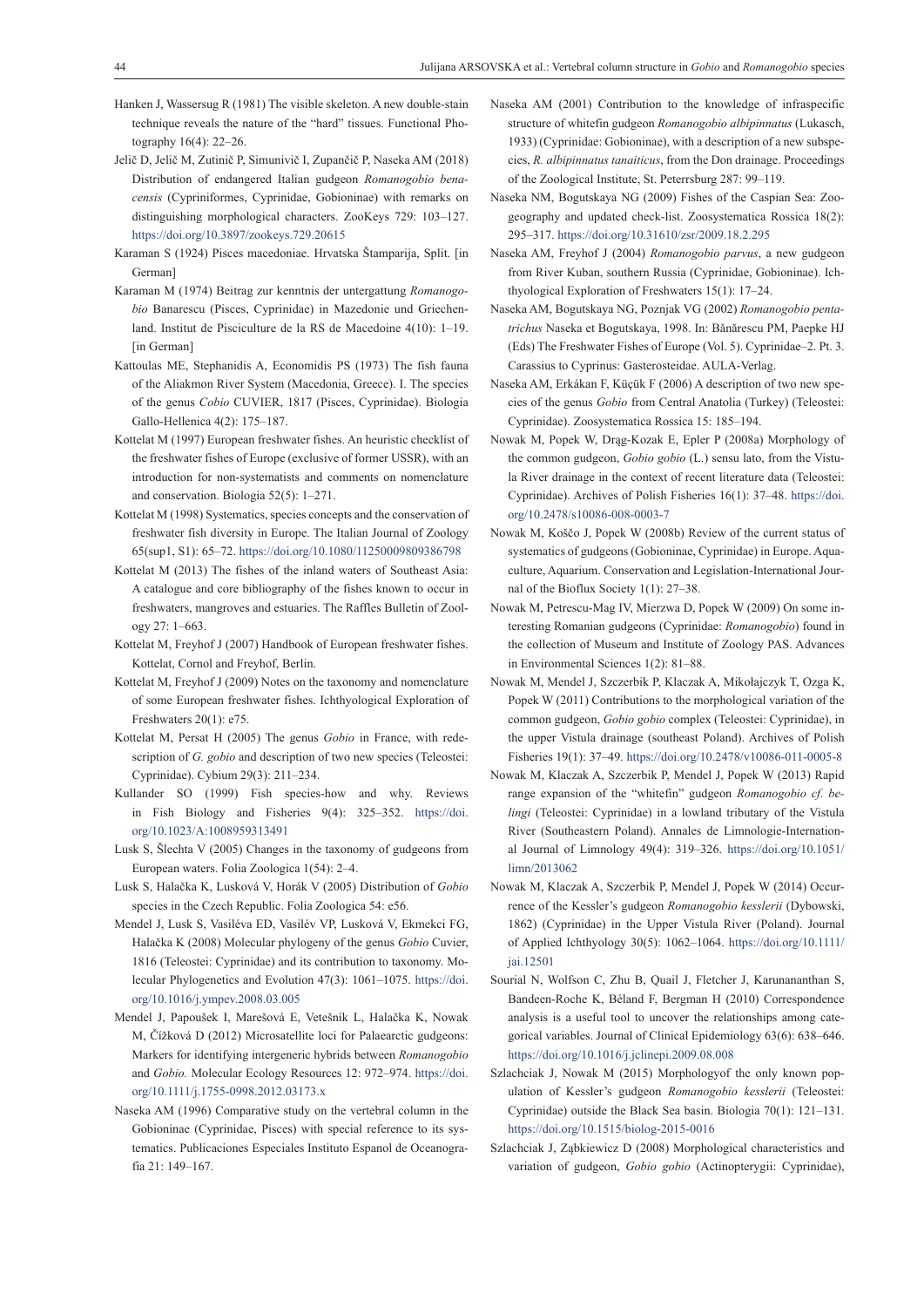Hanken J, Wassersug R (1981) The visible skeleton. A new double-stain technique reveals the nature of the "hard" tissues. Functional Photography 16(4): 22–26.

Jelič D, Jelič M, Zutinič P, Simunivič I, Zupančič P, Naseka AM (2018) Distribution of endangered Italian gudgeon *Romanogobio benacensis* (Cypriniformes, Cyprinidae, Gobioninae) with remarks on distinguishing morphological characters. ZooKeys 729: 103–127. https://doi.org/10.3897/zookeys.729.20615

Karaman S (1924) Pisces macedoniae. Hrvatska Štamparija, Split. [in German]

Karaman M (1974) Beitrag zur kenntnis der untergattung *Romanogobio* Banarescu (Pisces, Cyprinidae) in Mazedonie und Griechenland. Institut de Pisciculture de la RS de Macedoine 4(10): 1–19. [in German]

Kattoulas ME, Stephanidis A, Economidis PS (1973) The fish fauna of the Aliakmon River System (Macedonia, Greece). I. The species of the genus *Cobio* CUVIER, 1817 (Pisces, Cyprinidae). Biologia Gallo-Hellenica 4(2): 175–187.

Kottelat M (1997) European freshwater fishes. An heuristic checklist of the freshwater fishes of Europe (exclusive of former USSR), with an introduction for non-systematists and comments on nomenclature and conservation. Biologia 52(5): 1–271.

Kottelat M (1998) Systematics, species concepts and the conservation of freshwater fish diversity in Europe. The Italian Journal of Zoology 65(sup1, S1): 65–72. https://doi.org/10.1080/11250009809386798

Kottelat M (2013) The fishes of the inland waters of Southeast Asia: A catalogue and core bibliography of the fishes known to occur in freshwaters, mangroves and estuaries. The Raffles Bulletin of Zoology 27: 1–663.

Kottelat M, Freyhof J (2007) Handbook of European freshwater fishes. Kottelat, Cornol and Freyhof, Berlin.

Kottelat M, Freyhof J (2009) Notes on the taxonomy and nomenclature of some European freshwater fishes. Ichthyological Exploration of Freshwaters 20(1): e75.

Kottelat M, Persat H (2005) The genus *Gobio* in France, with redescription of *G. gobio* and description of two new species (Teleostei: Cyprinidae). Cybium 29(3): 211–234.

Kullander SO (1999) Fish species-how and why. Reviews in Fish Biology and Fisheries 9(4): 325–352. https://doi.org/10.1023/A:1008959313491

Lusk S, Šlechta V (2005) Changes in the taxonomy of gudgeons from European waters. Folia Zoologica 1(54): 2–4.

Lusk S, Halačka K, Lusková V, Horák V (2005) Distribution of *Gobio* species in the Czech Republic. Folia Zoologica 54: e56.

Mendel J, Lusk S, Vasiléva ED, Vasilév VP, Lusková V, Ekmekci FG, Halačka K (2008) Molecular phylogeny of the genus *Gobio* Cuvier, 1816 (Teleostei: Cyprinidae) and its contribution to taxonomy. Molecular Phylogenetics and Evolution 47(3): 1061–1075. https://doi.org/10.1016/j.ympev.2008.03.005

Mendel J, Papoušek I, Marešová E, Vetešník L, Halačka K, Nowak M, Čížková D (2012) Microsatellite loci for Palaearctic gudgeons: Markers for identifying intergeneric hybrids between *Romanogobio* and *Gobio.* Molecular Ecology Resources 12: 972–974. https://doi.org/10.1111/j.1755-0998.2012.03173.x

Naseka AM (1996) Comparative study on the vertebral column in the Gobioninae (Cyprinidae, Pisces) with special reference to its systematics. Publicaciones Especiales Instituto Espanol de Oceanografia 21: 149–167.

Naseka AM (2001) Contribution to the knowledge of infraspecific structure of whitefin gudgeon *Romanogobio albipinnatus* (Lukasch, 1933) (Cyprinidae: Gobioninae), with a description of a new subspecies, *R. albipinnatus tanaiticus*, from the Don drainage. Proceedings of the Zoological Institute, St. Peterrsburg 287: 99–119.

Naseka NM, Bogutskaya NG (2009) Fishes of the Caspian Sea: Zoogeography and updated check-list. Zoosystematica Rossica 18(2): 295–317. https://doi.org/10.31610/zsr/2009.18.2.295

Naseka AM, Freyhof J (2004) *Romanogobio parvus*, a new gudgeon from River Kuban, southern Russia (Cyprinidae, Gobioninae). Ichthyological Exploration of Freshwaters 15(1): 17–24.

Naseka AM, Bogutskaya NG, Poznjak VG (2002) *Romanogobio pentatrichus* Naseka et Bogutskaya, 1998. In: Bănărescu PM, Paepke HJ (Eds) The Freshwater Fishes of Europe (Vol. 5). Cyprinidae–2. Pt. 3. Carassius to Cyprinus: Gasterosteidae. AULA-Verlag.

Naseka AM, Erkákan F, Küçük F (2006) A description of two new species of the genus *Gobio* from Central Anatolia (Turkey) (Teleostei: Cyprinidae). Zoosystematica Rossica 15: 185–194.

Nowak M, Popek W, Drąg-Kozak E, Epler P (2008a) Morphology of the common gudgeon, *Gobio gobio* (L.) sensu lato, from the Vistula River drainage in the context of recent literature data (Teleostei: Cyprinidae). Archives of Polish Fisheries 16(1): 37–48. https://doi.org/10.2478/s10086-008-0003-7

Nowak M, Koščo J, Popek W (2008b) Review of the current status of systematics of gudgeons (Gobioninae, Cyprinidae) in Europe. Aquaculture, Aquarium. Conservation and Legislation-International Journal of the Bioflux Society 1(1): 27–38.

Nowak M, Petrescu-Mag IV, Mierzwa D, Popek W (2009) On some interesting Romanian gudgeons (Cyprinidae: *Romanogobio*) found in the collection of Museum and Institute of Zoology PAS. Advances in Environmental Sciences 1(2): 81–88.

Nowak M, Mendel J, Szczerbik P, Klaczak A, Mikołajczyk T, Ozga K, Popek W (2011) Contributions to the morphological variation of the common gudgeon, *Gobio gobio* complex (Teleostei: Cyprinidae), in the upper Vistula drainage (southeast Poland). Archives of Polish Fisheries 19(1): 37–49. https://doi.org/10.2478/v10086-011-0005-8

Nowak M, Klaczak A, Szczerbik P, Mendel J, Popek W (2013) Rapid range expansion of the "whitefin" gudgeon *Romanogobio cf. belingi* (Teleostei: Cyprinidae) in a lowland tributary of the Vistula River (Southeastern Poland). Annales de Limnologie-International Journal of Limnology 49(4): 319–326. https://doi.org/10.1051/limn/2013062

Nowak M, Klaczak A, Szczerbik P, Mendel J, Popek W (2014) Occurrence of the Kessler's gudgeon *Romanogobio kesslerii* (Dybowski, 1862) (Cyprinidae) in the Upper Vistula River (Poland). Journal of Applied Ichthyology 30(5): 1062–1064. https://doi.org/10.1111/jai.12501

Sourial N, Wolfson C, Zhu B, Quail J, Fletcher J, Karunananthan S, Bandeen-Roche K, Béland F, Bergman H (2010) Correspondence analysis is a useful tool to uncover the relationships among categorical variables. Journal of Clinical Epidemiology 63(6): 638–646. https://doi.org/10.1016/j.jclinepi.2009.08.008

Szlachciak J, Nowak M (2015) Morphologyof the only known population of Kessler's gudgeon *Romanogobio kesslerii* (Teleostei: Cyprinidae) outside the Black Sea basin. Biologia 70(1): 121–131. https://doi.org/10.1515/biolog-2015-0016

Szlachciak J, Ząbkiewicz D (2008) Morphological characteristics and variation of gudgeon, *Gobio gobio* (Actinopterygii: Cyprinidae),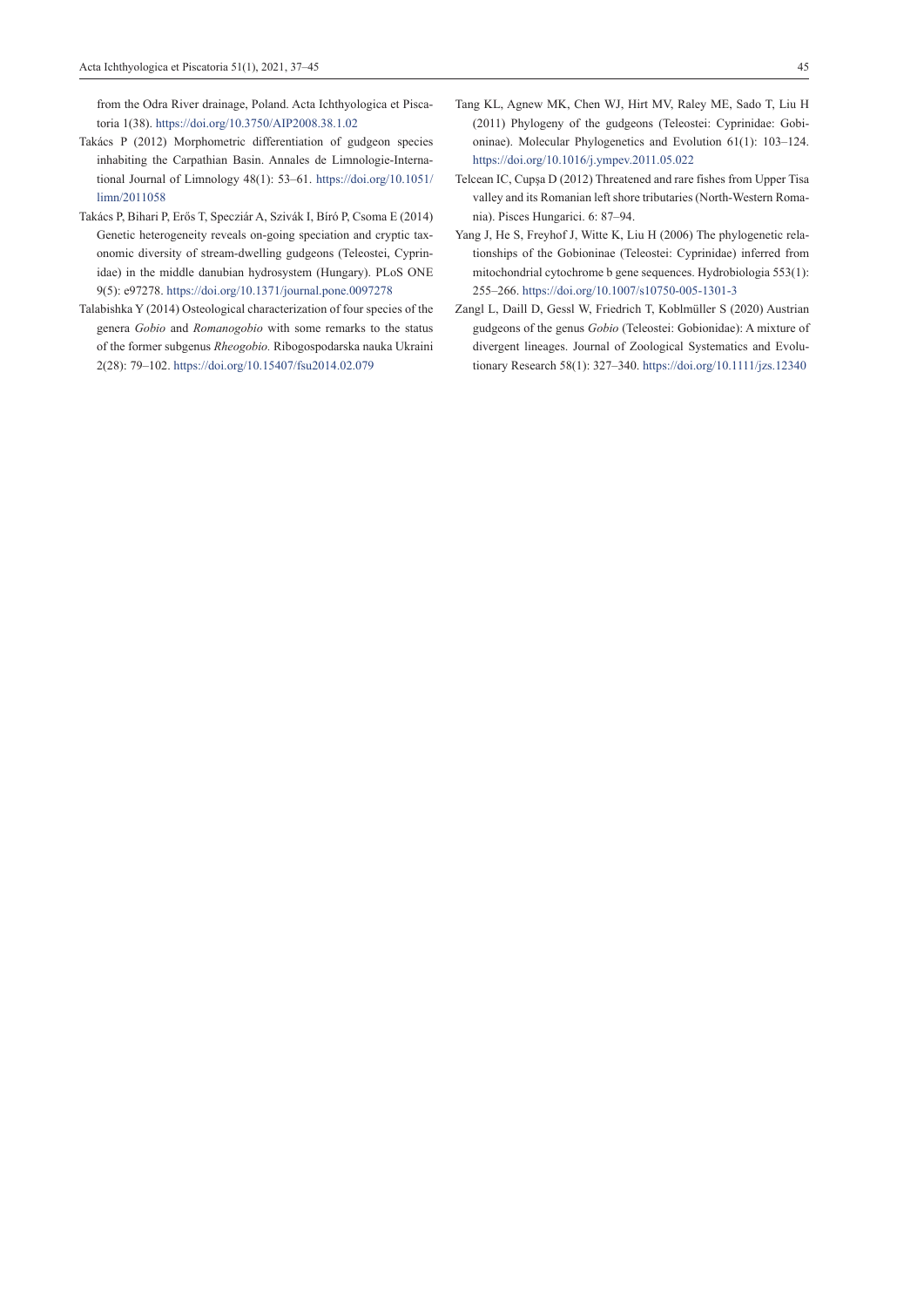from the Odra River drainage, Poland. Acta Ichthyologica et Piscatoria 1(38). https://doi.org/10.3750/AIP2008.38.1.02

Takács P (2012) Morphometric differentiation of gudgeon species inhabiting the Carpathian Basin. Annales de Limnologie-International Journal of Limnology 48(1): 53–61. https://doi.org/10.1051/limn/2011058

Takács P, Bihari P, Erős T, Specziár A, Szivák I, Bíró P, Csoma E (2014) Genetic heterogeneity reveals on-going speciation and cryptic taxonomic diversity of stream-dwelling gudgeons (Teleostei, Cyprinidae) in the middle danubian hydrosystem (Hungary). PLoS ONE 9(5): e97278. https://doi.org/10.1371/journal.pone.0097278

Talabishka Y (2014) Osteological characterization of four species of the genera *Gobio* and *Romanogobio* with some remarks to the status of the former subgenus *Rheogobio*. Ribogospodarska nauka Ukraini 2(28): 79–102. https://doi.org/10.15407/fsu2014.02.079

Tang KL, Agnew MK, Chen WJ, Hirt MV, Raley ME, Sado T, Liu H (2011) Phylogeny of the gudgeons (Teleostei: Cyprinidae: Gobioninae). Molecular Phylogenetics and Evolution 61(1): 103–124. https://doi.org/10.1016/j.ympev.2011.05.022

Telcean IC, Cupşa D (2012) Threatened and rare fishes from Upper Tisa valley and its Romanian left shore tributaries (North-Western Romania). Pisces Hungarici. 6: 87–94.

Yang J, He S, Freyhof J, Witte K, Liu H (2006) The phylogenetic relationships of the Gobioninae (Teleostei: Cyprinidae) inferred from mitochondrial cytochrome b gene sequences. Hydrobiologia 553(1): 255–266. https://doi.org/10.1007/s10750-005-1301-3

Zangl L, Daill D, Gessl W, Friedrich T, Koblmüller S (2020) Austrian gudgeons of the genus *Gobio* (Teleostei: Gobionidae): A mixture of divergent lineages. Journal of Zoological Systematics and Evolutionary Research 58(1): 327–340. https://doi.org/10.1111/jzs.12340